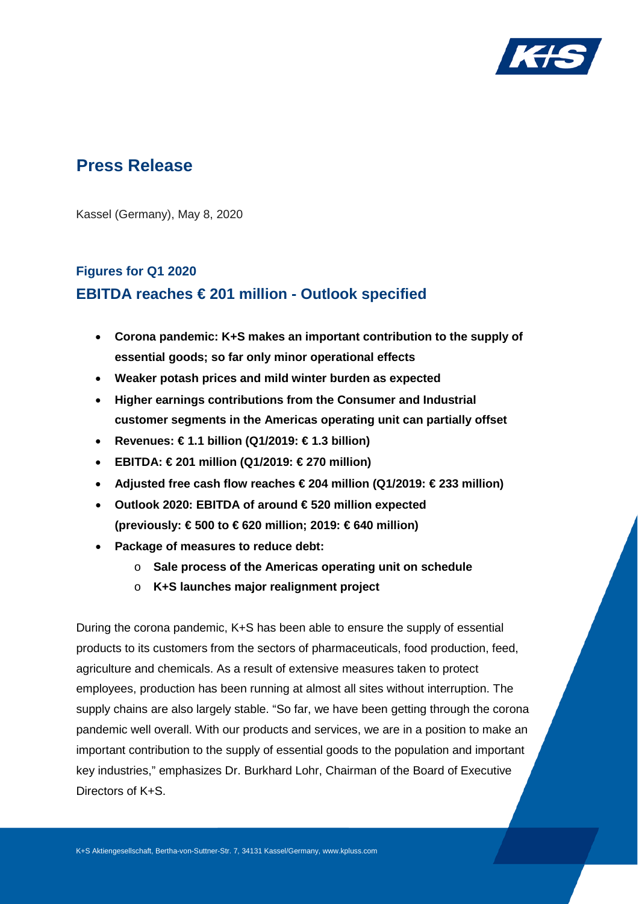# Press Release

Kassel (Germany), May 8, 2020

## Figures for Q1 2020

## EBITDA reaches € 201 million - Outlook specified

- **Corona pandemic: K+S makes an important contribution to the supply of essential goods; so far only minor operational effects**
- **Weaker potash prices and mild winter burden as expected**
- **Higher earnings contributions from the Consumer and Industrial customer segments in the Americas operating unit can partially offset**
- **Revenues: € 1.1 billion (Q1/2019: € 1.3 billion)**
- **EBITDA: € 201 million (Q1/2019: € 270 million)**
- **Adjusted free cash flow reaches € 204 million (Q1/2019: € 233 million)**
- **Outlook 2020: EBITDA of around € 520 million expected (previously: € 500 to € 620 million; 2019: € 640 million)**
- **Package of measures to reduce debt:**
  - **Sale process of the Americas operating unit on schedule**
  - **K+S launches major realignment project**

During the corona pandemic, K+S has been able to ensure the supply of essential products to its customers from the sectors of pharmaceuticals, food production, feed, agriculture and chemicals. As a result of extensive measures taken to protect employees, production has been running at almost all sites without interruption. The supply chains are also largely stable. "So far, we have been getting through the corona pandemic well overall. With our products and services, we are in a position to make an important contribution to the supply of essential goods to the population and important key industries," emphasizes Dr. Burkhard Lohr, Chairman of the Board of Executive Directors of K+S.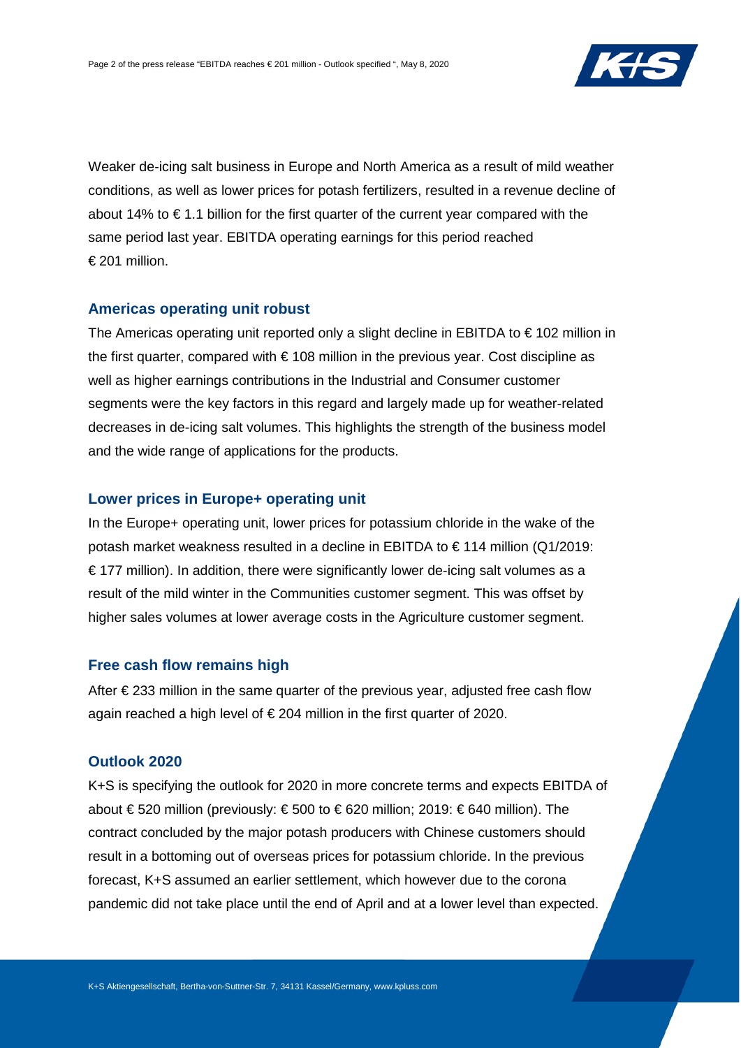Weaker de-icing salt business in Europe and North America as a result of mild weather conditions, as well as lower prices for potash fertilizers, resulted in a revenue decline of about 14% to € 1.1 billion for the first quarter of the current year compared with the same period last year. EBITDA operating earnings for this period reached € 201 million.

## Americas operating unit robust

The Americas operating unit reported only a slight decline in EBITDA to € 102 million in the first quarter, compared with € 108 million in the previous year. Cost discipline as well as higher earnings contributions in the Industrial and Consumer customer segments were the key factors in this regard and largely made up for weather-related decreases in de-icing salt volumes. This highlights the strength of the business model and the wide range of applications for the products.

## Lower prices in Europe+ operating unit

In the Europe+ operating unit, lower prices for potassium chloride in the wake of the potash market weakness resulted in a decline in EBITDA to € 114 million (Q1/2019: € 177 million). In addition, there were significantly lower de-icing salt volumes as a result of the mild winter in the Communities customer segment. This was offset by higher sales volumes at lower average costs in the Agriculture customer segment.

## Free cash flow remains high

After € 233 million in the same quarter of the previous year, adjusted free cash flow again reached a high level of € 204 million in the first quarter of 2020.

## Outlook 2020

K+S is specifying the outlook for 2020 in more concrete terms and expects EBITDA of about € 520 million (previously: € 500 to € 620 million; 2019: € 640 million). The contract concluded by the major potash producers with Chinese customers should result in a bottoming out of overseas prices for potassium chloride. In the previous forecast, K+S assumed an earlier settlement, which however due to the corona pandemic did not take place until the end of April and at a lower level than expected.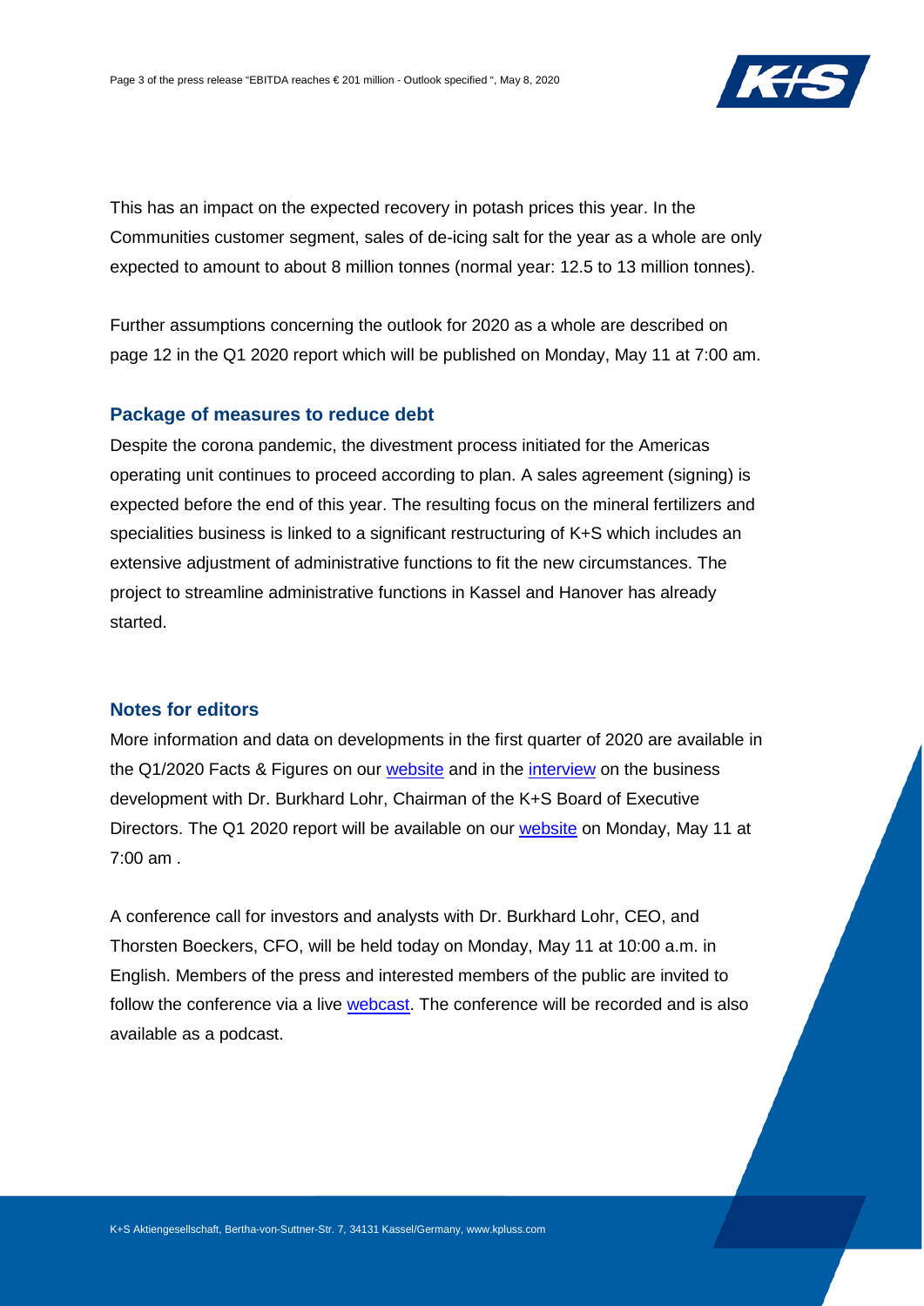This has an impact on the expected recovery in potash prices this year. In the Communities customer segment, sales of de-icing salt for the year as a whole are only expected to amount to about 8 million tonnes (normal year: 12.5 to 13 million tonnes).

Further assumptions concerning the outlook for 2020 as a whole are described on page 12 in the Q1 2020 report which will be published on Monday, May 11 at 7:00 am.

## Package of measures to reduce debt

Despite the corona pandemic, the divestment process initiated for the Americas operating unit continues to proceed according to plan. A sales agreement (signing) is expected before the end of this year. The resulting focus on the mineral fertilizers and specialities business is linked to a significant restructuring of K+S which includes an extensive adjustment of administrative functions to fit the new circumstances. The project to streamline administrative functions in Kassel and Hanover has already started.

## Notes for editors

More information and data on developments in the first quarter of 2020 are available in the Q1/2020 Facts & Figures on our website and in the interview on the business development with Dr. Burkhard Lohr, Chairman of the K+S Board of Executive Directors. The Q1 2020 report will be available on our website on Monday, May 11 at 7:00 am .

A conference call for investors and analysts with Dr. Burkhard Lohr, CEO, and Thorsten Boeckers, CFO, will be held today on Monday, May 11 at 10:00 a.m. in English. Members of the press and interested members of the public are invited to follow the conference via a live webcast. The conference will be recorded and is also available as a podcast.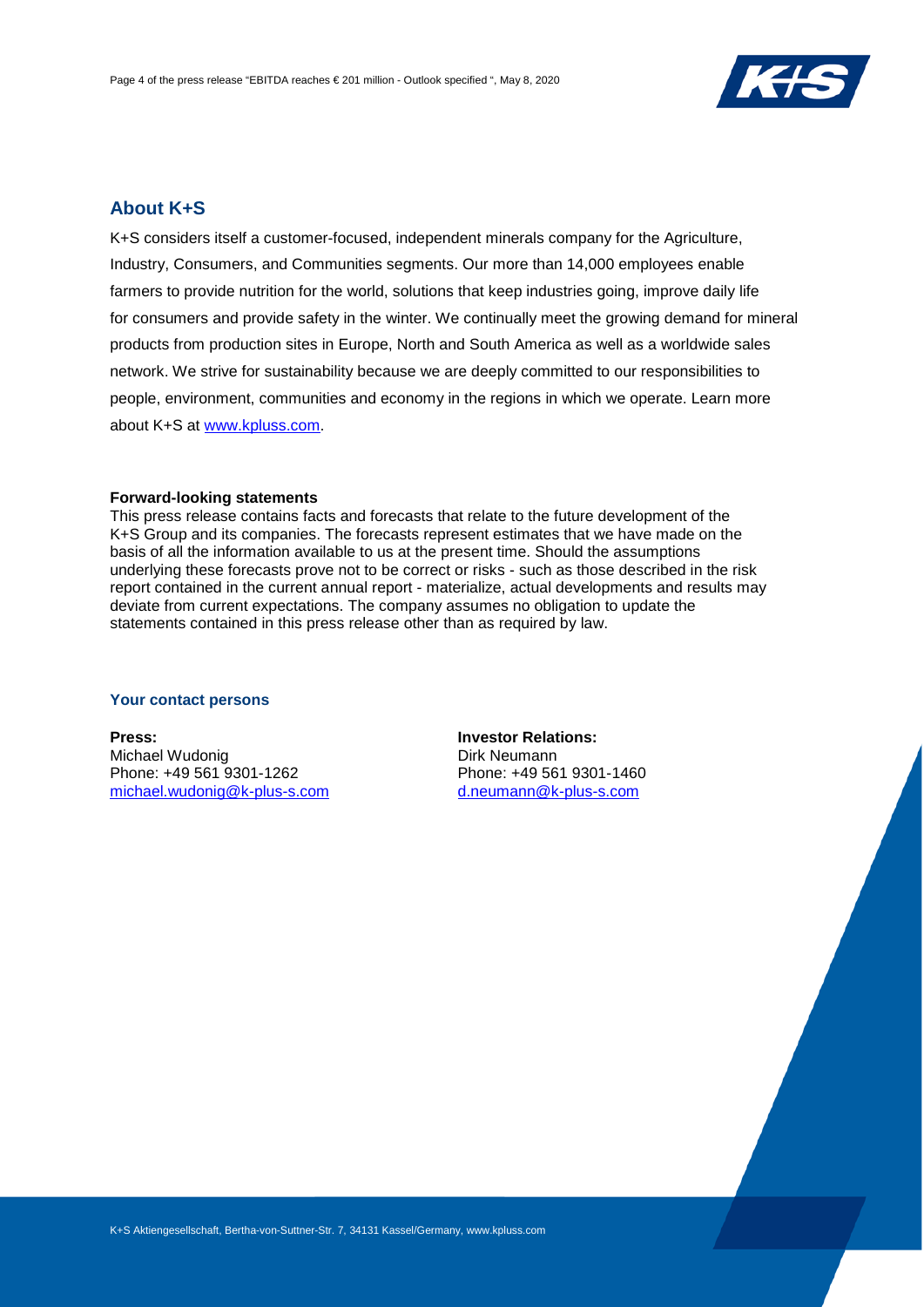## About K+S

K+S considers itself a customer-focused, independent minerals company for the Agriculture, Industry, Consumers, and Communities segments. Our more than 14,000 employees enable farmers to provide nutrition for the world, solutions that keep industries going, improve daily life for consumers and provide safety in the winter. We continually meet the growing demand for mineral products from production sites in Europe, North and South America as well as a worldwide sales network. We strive for sustainability because we are deeply committed to our responsibilities to people, environment, communities and economy in the regions in which we operate. Learn more about K+S at www.kpluss.com.

**Forward-looking statements**

This press release contains facts and forecasts that relate to the future development of the K+S Group and its companies. The forecasts represent estimates that we have made on the basis of all the information available to us at the present time. Should the assumptions underlying these forecasts prove not to be correct or risks - such as those described in the risk report contained in the current annual report - materialize, actual developments and results may deviate from current expectations. The company assumes no obligation to update the statements contained in this press release other than as required by law.

### Your contact persons

**Press:**
Michael Wudonig
Phone: +49 561 9301-1262
michael.wudonig@k-plus-s.com

**Investor Relations:**
Dirk Neumann
Phone: +49 561 9301-1460
d.neumann@k-plus-s.com

K+S Aktiengesellschaft, Bertha-von-Suttner-Str. 7, 34131 Kassel/Germany, www.kpluss.com